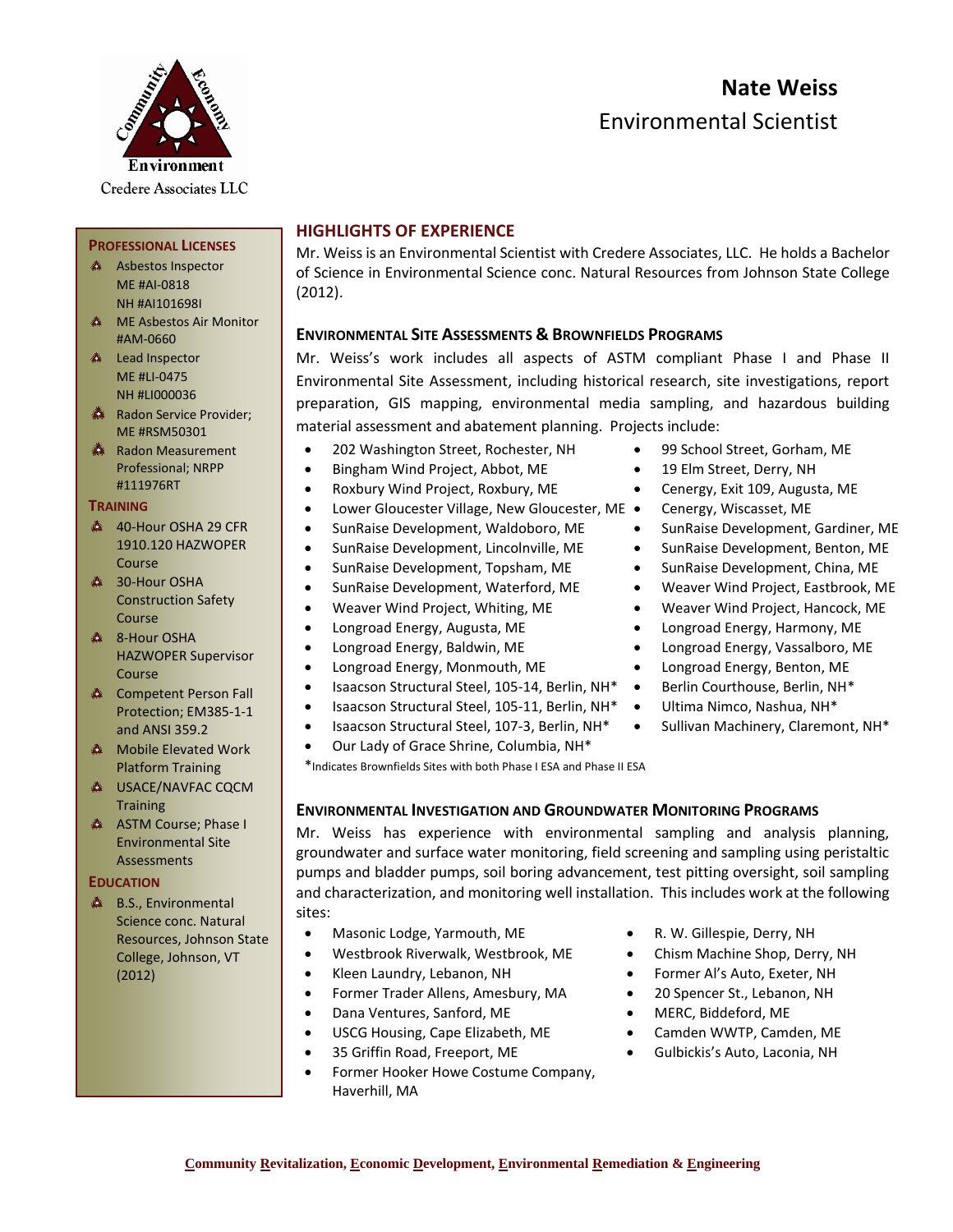Credere Associates LLC

# Nate Weiss
Environmental Scientist

## Professional Licenses

- Asbestos Inspector
  ME #AI-0818
  NH #AI101698I
- ME Asbestos Air Monitor #AM-0660
- Lead Inspector
  ME #LI-0475
  NH #LI000036
- Radon Service Provider; ME #RSM50301
- Radon Measurement Professional; NRPP #111976RT

## Training

- 40-Hour OSHA 29 CFR 1910.120 HAZWOPER Course
- 30-Hour OSHA Construction Safety Course
- 8-Hour OSHA HAZWOPER Supervisor Course
- Competent Person Fall Protection; EM385-1-1 and ANSI 359.2
- Mobile Elevated Work Platform Training
- USACE/NAVFAC CQCM Training
- ASTM Course; Phase I Environmental Site Assessments

## Education

- B.S., Environmental Science conc. Natural Resources, Johnson State College, Johnson, VT (2012)

## Highlights of Experience

Mr. Weiss is an Environmental Scientist with Credere Associates, LLC. He holds a Bachelor of Science in Environmental Science conc. Natural Resources from Johnson State College (2012).

### Environmental Site Assessments & Brownfields Programs

Mr. Weiss's work includes all aspects of ASTM compliant Phase I and Phase II Environmental Site Assessment, including historical research, site investigations, report preparation, GIS mapping, environmental media sampling, and hazardous building material assessment and abatement planning. Projects include:

- 202 Washington Street, Rochester, NH
- Bingham Wind Project, Abbot, ME
- Roxbury Wind Project, Roxbury, ME
- Lower Gloucester Village, New Gloucester, ME
- SunRaise Development, Waldoboro, ME
- SunRaise Development, Lincolnville, ME
- SunRaise Development, Topsham, ME
- SunRaise Development, Waterford, ME
- Weaver Wind Project, Whiting, ME
- Longroad Energy, Augusta, ME
- Longroad Energy, Baldwin, ME
- Longroad Energy, Monmouth, ME
- Isaacson Structural Steel, 105-14, Berlin, NH*
- Isaacson Structural Steel, 105-11, Berlin, NH*
- Isaacson Structural Steel, 107-3, Berlin, NH*
- Our Lady of Grace Shrine, Columbia, NH*
- 99 School Street, Gorham, ME
- 19 Elm Street, Derry, NH
- Cenergy, Exit 109, Augusta, ME
- Cenergy, Wiscasset, ME
- SunRaise Development, Gardiner, ME
- SunRaise Development, Benton, ME
- SunRaise Development, China, ME
- Weaver Wind Project, Eastbrook, ME
- Weaver Wind Project, Hancock, ME
- Longroad Energy, Harmony, ME
- Longroad Energy, Vassalboro, ME
- Longroad Energy, Benton, ME
- Berlin Courthouse, Berlin, NH*
- Ultima Nimco, Nashua, NH*
- Sullivan Machinery, Claremont, NH*

*Indicates Brownfields Sites with both Phase I ESA and Phase II ESA

### Environmental Investigation and Groundwater Monitoring Programs

Mr. Weiss has experience with environmental sampling and analysis planning, groundwater and surface water monitoring, field screening and sampling using peristaltic pumps and bladder pumps, soil boring advancement, test pitting oversight, soil sampling and characterization, and monitoring well installation. This includes work at the following sites:

- Masonic Lodge, Yarmouth, ME
- Westbrook Riverwalk, Westbrook, ME
- Kleen Laundry, Lebanon, NH
- Former Trader Allens, Amesbury, MA
- Dana Ventures, Sanford, ME
- USCG Housing, Cape Elizabeth, ME
- 35 Griffin Road, Freeport, ME
- Former Hooker Howe Costume Company, Haverhill, MA
- R. W. Gillespie, Derry, NH
- Chism Machine Shop, Derry, NH
- Former Al's Auto, Exeter, NH
- 20 Spencer St., Lebanon, NH
- MERC, Biddeford, ME
- Camden WWTP, Camden, ME
- Gulbickis's Auto, Laconia, NH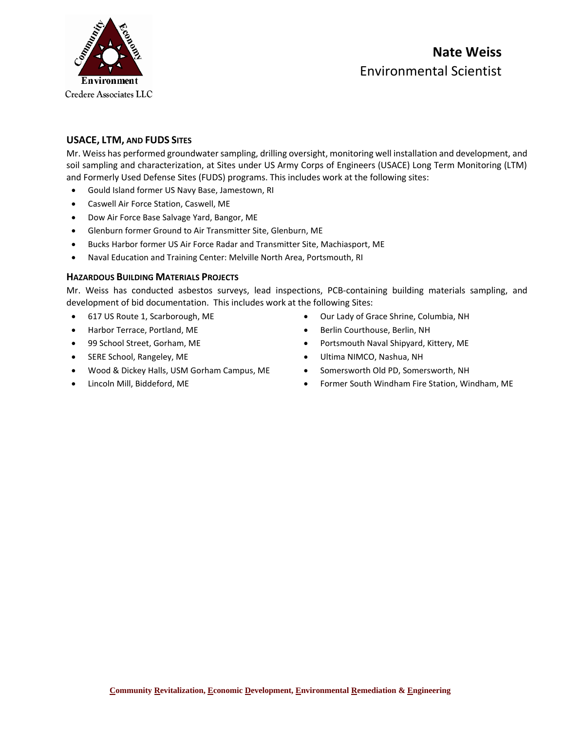# Nate Weiss
Environmental Scientist

### USACE, LTM, AND FUDS SITES

Mr. Weiss has performed groundwater sampling, drilling oversight, monitoring well installation and development, and soil sampling and characterization, at Sites under US Army Corps of Engineers (USACE) Long Term Monitoring (LTM) and Formerly Used Defense Sites (FUDS) programs. This includes work at the following sites:

- Gould Island former US Navy Base, Jamestown, RI
- Caswell Air Force Station, Caswell, ME
- Dow Air Force Base Salvage Yard, Bangor, ME
- Glenburn former Ground to Air Transmitter Site, Glenburn, ME
- Bucks Harbor former US Air Force Radar and Transmitter Site, Machiasport, ME
- Naval Education and Training Center: Melville North Area, Portsmouth, RI

### HAZARDOUS BUILDING MATERIALS PROJECTS

Mr. Weiss has conducted asbestos surveys, lead inspections, PCB-containing building materials sampling, and development of bid documentation. This includes work at the following Sites:

- 617 US Route 1, Scarborough, ME
- Harbor Terrace, Portland, ME
- 99 School Street, Gorham, ME
- SERE School, Rangeley, ME
- Wood & Dickey Halls, USM Gorham Campus, ME
- Lincoln Mill, Biddeford, ME
- Our Lady of Grace Shrine, Columbia, NH
- Berlin Courthouse, Berlin, NH
- Portsmouth Naval Shipyard, Kittery, ME
- Ultima NIMCO, Nashua, NH
- Somersworth Old PD, Somersworth, NH
- Former South Windham Fire Station, Windham, ME